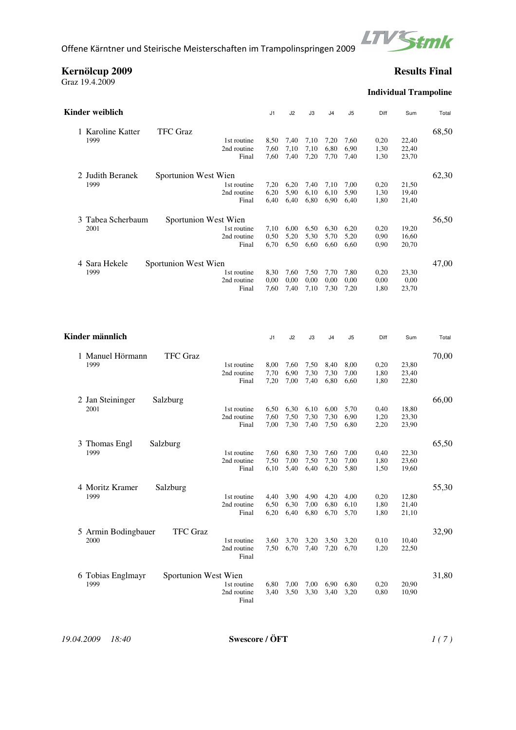Offene Kärntner und Steirische Meisterschaften im Trampolinspringen 2009

# Kernölcup 2009

Graz 19.4.2009

## Results Final

### Individual Trampoline

## Kinder weiblich

| Rank | Name / Year | Club | Routine | J1 | J2 | J3 | J4 | J5 | Diff | Sum | Total |
|---|---|---|---|---|---|---|---|---|---|---|---|
| 1 | Karoline Katter, 1999 | TFC Graz | 1st routine | 8,50 | 7,40 | 7,10 | 7,20 | 7,60 | 0,20 | 22,40 | 68,50 |
| | | | 2nd routine | 7,60 | 7,10 | 7,10 | 6,80 | 6,90 | 1,30 | 22,40 | |
| | | | Final | 7,60 | 7,40 | 7,20 | 7,70 | 7,40 | 1,30 | 23,70 | |
| 2 | Judith Beranek, 1999 | Sportunion West Wien | 1st routine | 7,20 | 6,20 | 7,40 | 7,10 | 7,00 | 0,20 | 21,50 | 62,30 |
| | | | 2nd routine | 6,20 | 5,90 | 6,10 | 6,10 | 5,90 | 1,30 | 19,40 | |
| | | | Final | 6,40 | 6,40 | 6,80 | 6,90 | 6,40 | 1,80 | 21,40 | |
| 3 | Tabea Scherbaum, 2001 | Sportunion West Wien | 1st routine | 7,10 | 6,00 | 6,50 | 6,30 | 6,20 | 0,20 | 19,20 | 56,50 |
| | | | 2nd routine | 0,50 | 5,20 | 5,30 | 5,70 | 5,20 | 0,90 | 16,60 | |
| | | | Final | 6,70 | 6,50 | 6,60 | 6,60 | 6,60 | 0,90 | 20,70 | |
| 4 | Sara Hekele, 1999 | Sportunion West Wien | 1st routine | 8,30 | 7,60 | 7,50 | 7,70 | 7,80 | 0,20 | 23,30 | 47,00 |
| | | | 2nd routine | 0,00 | 0,00 | 0,00 | 0,00 | 0,00 | 0,00 | 0,00 | |
| | | | Final | 7,60 | 7,40 | 7,10 | 7,30 | 7,20 | 1,80 | 23,70 | |

## Kinder männlich

| Rank | Name / Year | Club | Routine | J1 | J2 | J3 | J4 | J5 | Diff | Sum | Total |
|---|---|---|---|---|---|---|---|---|---|---|---|
| 1 | Manuel Hörmann, 1999 | TFC Graz | 1st routine | 8,00 | 7,60 | 7,50 | 8,40 | 8,00 | 0,20 | 23,80 | 70,00 |
| | | | 2nd routine | 7,70 | 6,90 | 7,30 | 7,30 | 7,00 | 1,80 | 23,40 | |
| | | | Final | 7,20 | 7,00 | 7,40 | 6,80 | 6,60 | 1,80 | 22,80 | |
| 2 | Jan Steininger, 2001 | Salzburg | 1st routine | 6,50 | 6,30 | 6,10 | 6,00 | 5,70 | 0,40 | 18,80 | 66,00 |
| | | | 2nd routine | 7,60 | 7,50 | 7,30 | 7,30 | 6,90 | 1,20 | 23,30 | |
| | | | Final | 7,00 | 7,30 | 7,40 | 7,50 | 6,80 | 2,20 | 23,90 | |
| 3 | Thomas Engl, 1999 | Salzburg | 1st routine | 7,60 | 6,80 | 7,30 | 7,60 | 7,00 | 0,40 | 22,30 | 65,50 |
| | | | 2nd routine | 7,50 | 7,00 | 7,50 | 7,30 | 7,00 | 1,80 | 23,60 | |
| | | | Final | 6,10 | 5,40 | 6,40 | 6,20 | 5,80 | 1,50 | 19,60 | |
| 4 | Moritz Kramer, 1999 | Salzburg | 1st routine | 4,40 | 3,90 | 4,90 | 4,20 | 4,00 | 0,20 | 12,80 | 55,30 |
| | | | 2nd routine | 6,50 | 6,30 | 7,00 | 6,80 | 6,10 | 1,80 | 21,40 | |
| | | | Final | 6,20 | 6,40 | 6,80 | 6,70 | 5,70 | 1,80 | 21,10 | |
| 5 | Armin Bodingbauer, 2000 | TFC Graz | 1st routine | 3,60 | 3,70 | 3,20 | 3,50 | 3,20 | 0,10 | 10,40 | 32,90 |
| | | | 2nd routine | 7,50 | 6,70 | 7,40 | 7,20 | 6,70 | 1,20 | 22,50 | |
| | | | Final | | | | | | | | |
| 6 | Tobias Englmayr, 1999 | Sportunion West Wien | 1st routine | 6,80 | 7,00 | 7,00 | 6,90 | 6,80 | 0,20 | 20,90 | 31,80 |
| | | | 2nd routine | 3,40 | 3,50 | 3,30 | 3,40 | 3,20 | 0,80 | 10,90 | |
| | | | Final | | | | | | | | |

*19.04.2009 18:40* **Swescore / ÖFT**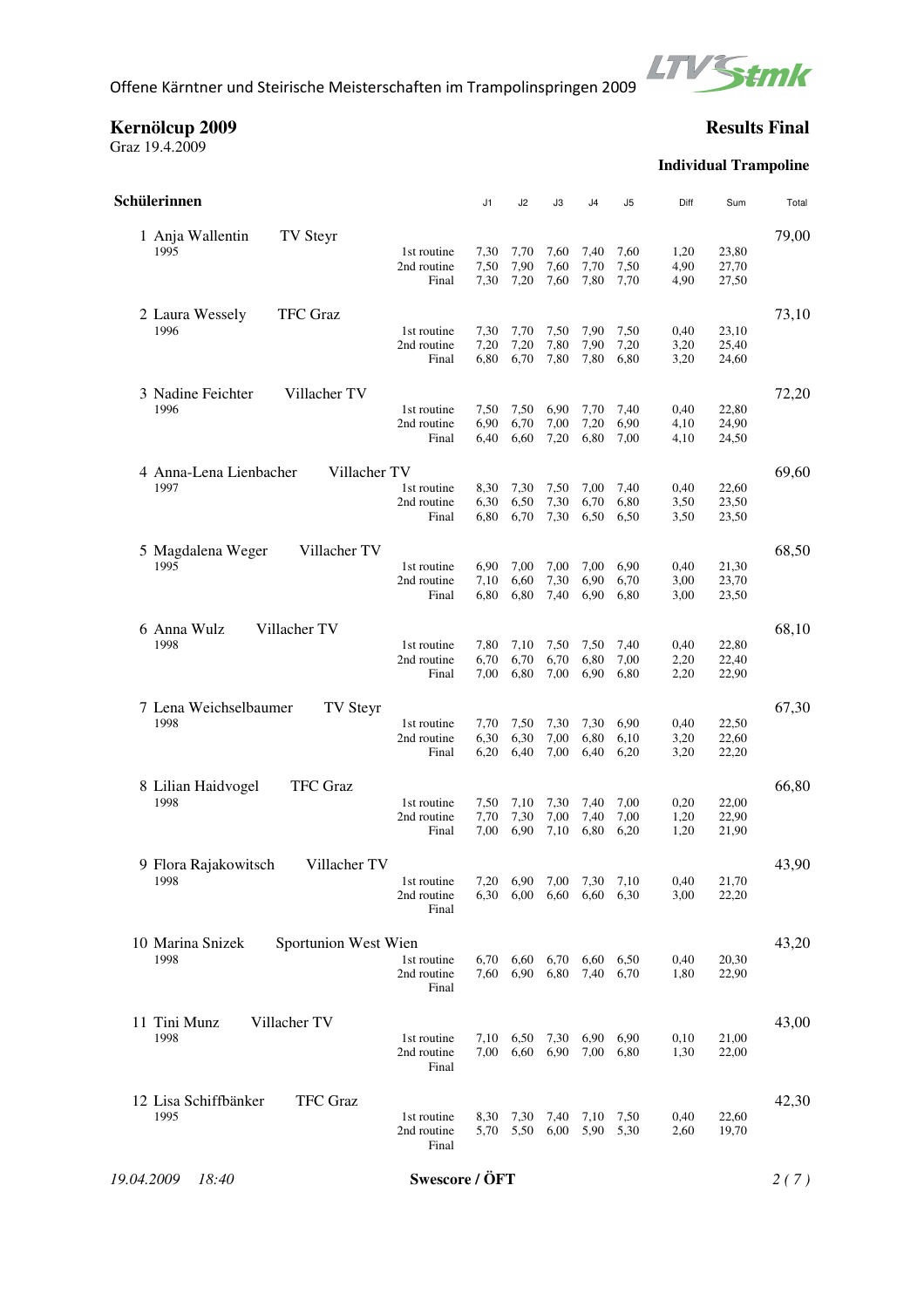Offene Kärntner und Steirische Meisterschaften im Trampolinspringen 2009

# Kernölcup 2009

Graz 19.4.2009

## Results Final

### Individual Trampoline

| Schülerinnen | | | J1 | J2 | J3 | J4 | J5 | Diff | Sum | Total |
|---|---|---|---|---|---|---|---|---|---|---|
| 1 Anja Wallentin | TV Steyr | | | | | | | | | 79,00 |
| 1995 | | 1st routine | 7,30 | 7,70 | 7,60 | 7,40 | 7,60 | 1,20 | 23,80 | |
| | | 2nd routine | 7,50 | 7,90 | 7,60 | 7,70 | 7,50 | 4,90 | 27,70 | |
| | | Final | 7,30 | 7,20 | 7,60 | 7,80 | 7,70 | 4,90 | 27,50 | |
| 2 Laura Wessely | TFC Graz | | | | | | | | | 73,10 |
| 1996 | | 1st routine | 7,30 | 7,70 | 7,50 | 7,90 | 7,50 | 0,40 | 23,10 | |
| | | 2nd routine | 7,20 | 7,20 | 7,80 | 7,90 | 7,20 | 3,20 | 25,40 | |
| | | Final | 6,80 | 6,70 | 7,80 | 7,80 | 6,80 | 3,20 | 24,60 | |
| 3 Nadine Feichter | Villacher TV | | | | | | | | | 72,20 |
| 1996 | | 1st routine | 7,50 | 7,50 | 6,90 | 7,70 | 7,40 | 0,40 | 22,80 | |
| | | 2nd routine | 6,90 | 6,70 | 7,00 | 7,20 | 6,90 | 4,10 | 24,90 | |
| | | Final | 6,40 | 6,60 | 7,20 | 6,80 | 7,00 | 4,10 | 24,50 | |
| 4 Anna-Lena Lienbacher | Villacher TV | | | | | | | | | 69,60 |
| 1997 | | 1st routine | 8,30 | 7,30 | 7,50 | 7,00 | 7,40 | 0,40 | 22,60 | |
| | | 2nd routine | 6,30 | 6,50 | 7,30 | 6,70 | 6,80 | 3,50 | 23,50 | |
| | | Final | 6,80 | 6,70 | 7,30 | 6,50 | 6,50 | 3,50 | 23,50 | |
| 5 Magdalena Weger | Villacher TV | | | | | | | | | 68,50 |
| 1995 | | 1st routine | 6,90 | 7,00 | 7,00 | 7,00 | 6,90 | 0,40 | 21,30 | |
| | | 2nd routine | 7,10 | 6,60 | 7,30 | 6,90 | 6,70 | 3,00 | 23,70 | |
| | | Final | 6,80 | 6,80 | 7,40 | 6,90 | 6,80 | 3,00 | 23,50 | |
| 6 Anna Wulz | Villacher TV | | | | | | | | | 68,10 |
| 1998 | | 1st routine | 7,80 | 7,10 | 7,50 | 7,50 | 7,40 | 0,40 | 22,80 | |
| | | 2nd routine | 6,70 | 6,70 | 6,70 | 6,80 | 7,00 | 2,20 | 22,40 | |
| | | Final | 7,00 | 6,80 | 7,00 | 6,90 | 6,80 | 2,20 | 22,90 | |
| 7 Lena Weichselbaumer | TV Steyr | | | | | | | | | 67,30 |
| 1998 | | 1st routine | 7,70 | 7,50 | 7,30 | 7,30 | 6,90 | 0,40 | 22,50 | |
| | | 2nd routine | 6,30 | 6,30 | 7,00 | 6,80 | 6,10 | 3,20 | 22,60 | |
| | | Final | 6,20 | 6,40 | 7,00 | 6,40 | 6,20 | 3,20 | 22,20 | |
| 8 Lilian Haidvogel | TFC Graz | | | | | | | | | 66,80 |
| 1998 | | 1st routine | 7,50 | 7,10 | 7,30 | 7,40 | 7,00 | 0,20 | 22,00 | |
| | | 2nd routine | 7,70 | 7,30 | 7,00 | 7,40 | 7,00 | 1,20 | 22,90 | |
| | | Final | 7,00 | 6,90 | 7,10 | 6,80 | 6,20 | 1,20 | 21,90 | |
| 9 Flora Rajakowitsch | Villacher TV | | | | | | | | | 43,90 |
| 1998 | | 1st routine | 7,20 | 6,90 | 7,00 | 7,30 | 7,10 | 0,40 | 21,70 | |
| | | 2nd routine | 6,30 | 6,00 | 6,60 | 6,60 | 6,30 | 3,00 | 22,20 | |
| | | Final | | | | | | | | |
| 10 Marina Snizek | Sportunion West Wien | | | | | | | | | 43,20 |
| 1998 | | 1st routine | 6,70 | 6,60 | 6,70 | 6,60 | 6,50 | 0,40 | 20,30 | |
| | | 2nd routine | 7,60 | 6,90 | 6,80 | 7,40 | 6,70 | 1,80 | 22,90 | |
| | | Final | | | | | | | | |
| 11 Tini Munz | Villacher TV | | | | | | | | | 43,00 |
| 1998 | | 1st routine | 7,10 | 6,50 | 7,30 | 6,90 | 6,90 | 0,10 | 21,00 | |
| | | 2nd routine | 7,00 | 6,60 | 6,90 | 7,00 | 6,80 | 1,30 | 22,00 | |
| | | Final | | | | | | | | |
| 12 Lisa Schiffbänker | TFC Graz | | | | | | | | | 42,30 |
| 1995 | | 1st routine | 8,30 | 7,30 | 7,40 | 7,10 | 7,50 | 0,40 | 22,60 | |
| | | 2nd routine | 5,70 | 5,50 | 6,00 | 5,90 | 5,30 | 2,60 | 19,70 | |
| | | Final | | | | | | | | |

*19.04.2009 18:40* **Swescore / ÖFT**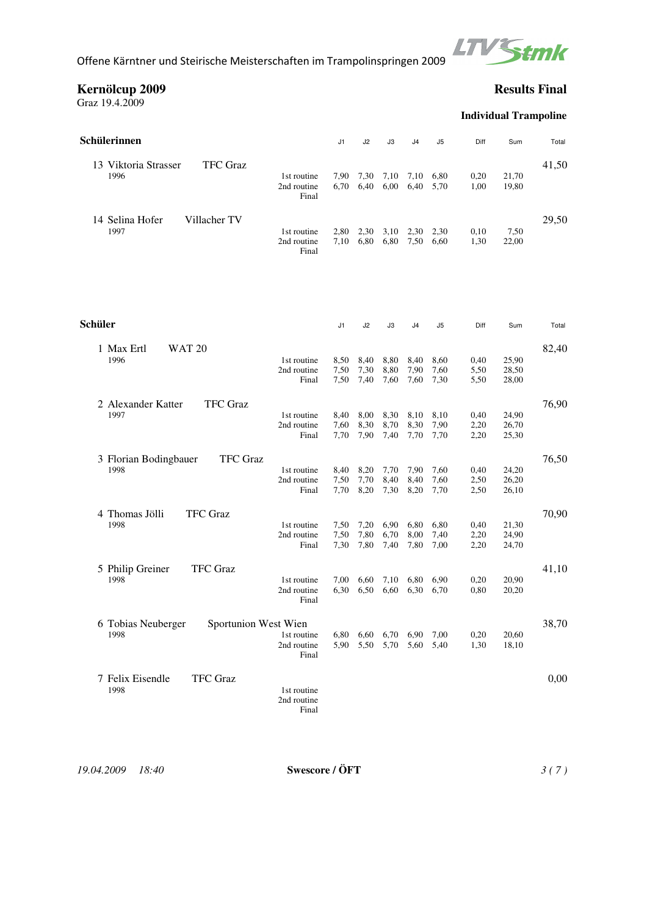Offene Kärntner und Steirische Meisterschaften im Trampolinspringen 2009

# Kernölcup 2009

Graz 19.4.2009

## Results Final

### Individual Trampoline

**Schülerinnen**

| Rank | Name | Club | Year | Routine | J1 | J2 | J3 | J4 | J5 | Diff | Sum | Total |
|---|---|---|---|---|---|---|---|---|---|---|---|---|
| 13 | Viktoria Strasser | TFC Graz | 1996 | 1st routine | 7,90 | 7,30 | 7,10 | 7,10 | 6,80 | 0,20 | 21,70 | 41,50 |
| | | | | 2nd routine | 6,70 | 6,40 | 6,00 | 6,40 | 5,70 | 1,00 | 19,80 | |
| | | | | Final | | | | | | | | |
| 14 | Selina Hofer | Villacher TV | 1997 | 1st routine | 2,80 | 2,30 | 3,10 | 2,30 | 2,30 | 0,10 | 7,50 | 29,50 |
| | | | | 2nd routine | 7,10 | 6,80 | 6,80 | 7,50 | 6,60 | 1,30 | 22,00 | |
| | | | | Final | | | | | | | | |

**Schüler**

| Rank | Name | Club | Year | Routine | J1 | J2 | J3 | J4 | J5 | Diff | Sum | Total |
|---|---|---|---|---|---|---|---|---|---|---|---|---|
| 1 | Max Ertl | WAT 20 | 1996 | 1st routine | 8,50 | 8,40 | 8,80 | 8,40 | 8,60 | 0,40 | 25,90 | 82,40 |
| | | | | 2nd routine | 7,50 | 7,30 | 8,80 | 7,90 | 7,60 | 5,50 | 28,50 | |
| | | | | Final | 7,50 | 7,40 | 7,60 | 7,60 | 7,30 | 5,50 | 28,00 | |
| 2 | Alexander Katter | TFC Graz | 1997 | 1st routine | 8,40 | 8,00 | 8,30 | 8,10 | 8,10 | 0,40 | 24,90 | 76,90 |
| | | | | 2nd routine | 7,60 | 8,30 | 8,70 | 8,30 | 7,90 | 2,20 | 26,70 | |
| | | | | Final | 7,70 | 7,90 | 7,40 | 7,70 | 7,70 | 2,20 | 25,30 | |
| 3 | Florian Bodingbauer | TFC Graz | 1998 | 1st routine | 8,40 | 8,20 | 7,70 | 7,90 | 7,60 | 0,40 | 24,20 | 76,50 |
| | | | | 2nd routine | 7,50 | 7,70 | 8,40 | 8,40 | 7,60 | 2,50 | 26,20 | |
| | | | | Final | 7,70 | 8,20 | 7,30 | 8,20 | 7,70 | 2,50 | 26,10 | |
| 4 | Thomas Jölli | TFC Graz | 1998 | 1st routine | 7,50 | 7,20 | 6,90 | 6,80 | 6,80 | 0,40 | 21,30 | 70,90 |
| | | | | 2nd routine | 7,50 | 7,80 | 6,70 | 8,00 | 7,40 | 2,20 | 24,90 | |
| | | | | Final | 7,30 | 7,80 | 7,40 | 7,80 | 7,00 | 2,20 | 24,70 | |
| 5 | Philip Greiner | TFC Graz | 1998 | 1st routine | 7,00 | 6,60 | 7,10 | 6,80 | 6,90 | 0,20 | 20,90 | 41,10 |
| | | | | 2nd routine | 6,30 | 6,50 | 6,60 | 6,30 | 6,70 | 0,80 | 20,20 | |
| | | | | Final | | | | | | | | |
| 6 | Tobias Neuberger | Sportunion West Wien | 1998 | 1st routine | 6,80 | 6,60 | 6,70 | 6,90 | 7,00 | 0,20 | 20,60 | 38,70 |
| | | | | 2nd routine | 5,90 | 5,50 | 5,70 | 5,60 | 5,40 | 1,30 | 18,10 | |
| | | | | Final | | | | | | | | |
| 7 | Felix Eisendle | TFC Graz | 1998 | 1st routine | | | | | | | | 0,00 |
| | | | | 2nd routine | | | | | | | | |
| | | | | Final | | | | | | | | |

*19.04.2009 18:40* **Swescore / ÖFT**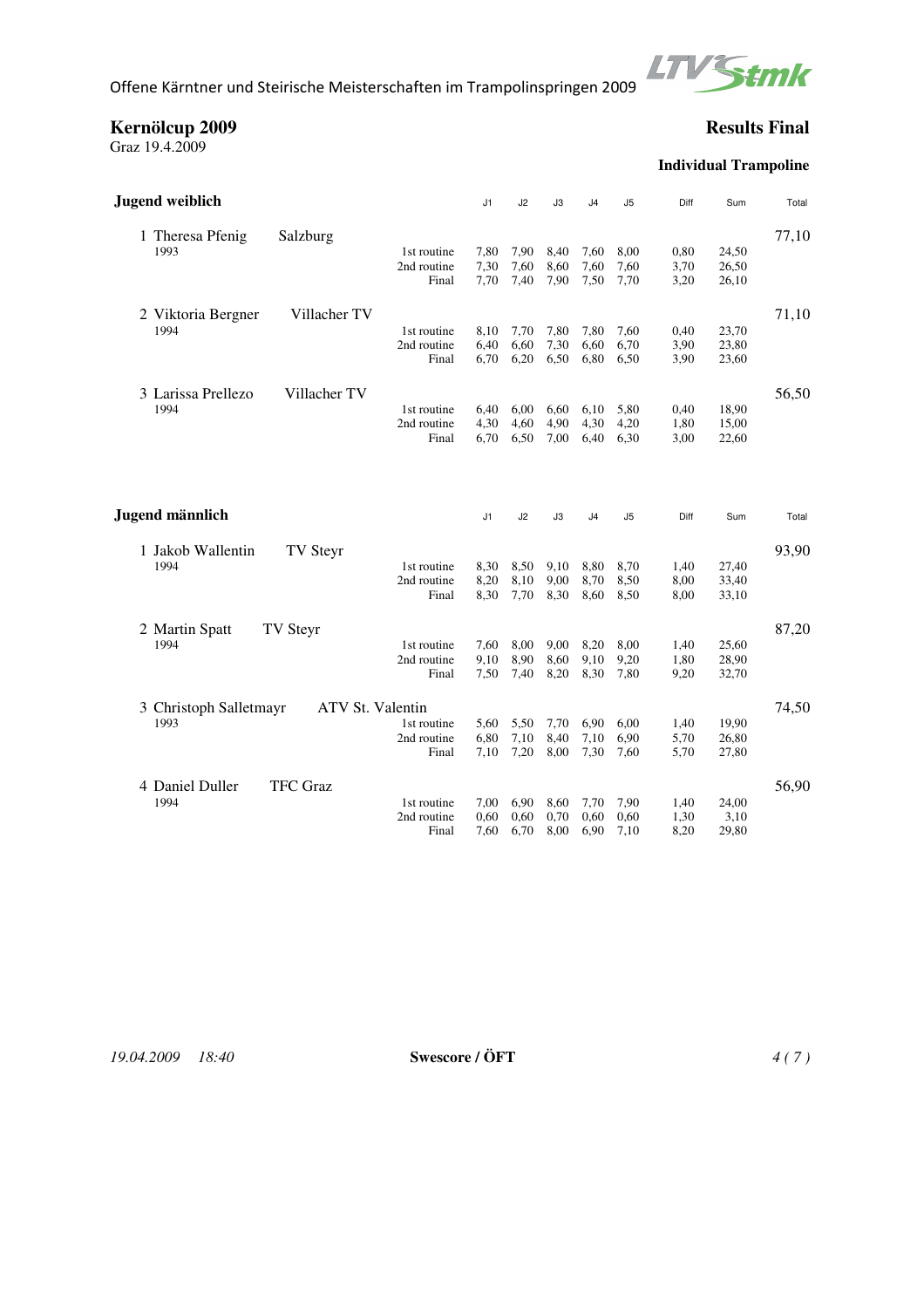Offene Kärntner und Steirische Meisterschaften im Trampolinspringen 2009

# Kernölcup 2009

Graz 19.4.2009

## Results Final

### Individual Trampoline

**Jugend weiblich**

| Rank | Name | Club | Routine | J1 | J2 | J3 | J4 | J5 | Diff | Sum | Total |
|---|---|---|---|---|---|---|---|---|---|---|---|
| 1 | Theresa Pfenig 1993 | Salzburg | 1st routine | 7,80 | 7,90 | 8,40 | 7,60 | 8,00 | 0,80 | 24,50 | 77,10 |
| | | | 2nd routine | 7,30 | 7,60 | 8,60 | 7,60 | 7,60 | 3,70 | 26,50 | |
| | | | Final | 7,70 | 7,40 | 7,90 | 7,50 | 7,70 | 3,20 | 26,10 | |
| 2 | Viktoria Bergner 1994 | Villacher TV | 1st routine | 8,10 | 7,70 | 7,80 | 7,80 | 7,60 | 0,40 | 23,70 | 71,10 |
| | | | 2nd routine | 6,40 | 6,60 | 7,30 | 6,60 | 6,70 | 3,90 | 23,80 | |
| | | | Final | 6,70 | 6,20 | 6,50 | 6,80 | 6,50 | 3,90 | 23,60 | |
| 3 | Larissa Prellezo 1994 | Villacher TV | 1st routine | 6,40 | 6,00 | 6,60 | 6,10 | 5,80 | 0,40 | 18,90 | 56,50 |
| | | | 2nd routine | 4,30 | 4,60 | 4,90 | 4,30 | 4,20 | 1,80 | 15,00 | |
| | | | Final | 6,70 | 6,50 | 7,00 | 6,40 | 6,30 | 3,00 | 22,60 | |

**Jugend männlich**

| Rank | Name | Club | Routine | J1 | J2 | J3 | J4 | J5 | Diff | Sum | Total |
|---|---|---|---|---|---|---|---|---|---|---|---|
| 1 | Jakob Wallentin 1994 | TV Steyr | 1st routine | 8,30 | 8,50 | 9,10 | 8,80 | 8,70 | 1,40 | 27,40 | 93,90 |
| | | | 2nd routine | 8,20 | 8,10 | 9,00 | 8,70 | 8,50 | 8,00 | 33,40 | |
| | | | Final | 8,30 | 7,70 | 8,30 | 8,60 | 8,50 | 8,00 | 33,10 | |
| 2 | Martin Spatt 1994 | TV Steyr | 1st routine | 7,60 | 8,00 | 9,00 | 8,20 | 8,00 | 1,40 | 25,60 | 87,20 |
| | | | 2nd routine | 9,10 | 8,90 | 8,60 | 9,10 | 9,20 | 1,80 | 28,90 | |
| | | | Final | 7,50 | 7,40 | 8,20 | 8,30 | 7,80 | 9,20 | 32,70 | |
| 3 | Christoph Salletmayr 1993 | ATV St. Valentin | 1st routine | 5,60 | 5,50 | 7,70 | 6,90 | 6,00 | 1,40 | 19,90 | 74,50 |
| | | | 2nd routine | 6,80 | 7,10 | 8,40 | 7,10 | 6,90 | 5,70 | 26,80 | |
| | | | Final | 7,10 | 7,20 | 8,00 | 7,30 | 7,60 | 5,70 | 27,80 | |
| 4 | Daniel Duller 1994 | TFC Graz | 1st routine | 7,00 | 6,90 | 8,60 | 7,70 | 7,90 | 1,40 | 24,00 | 56,90 |
| | | | 2nd routine | 0,60 | 0,60 | 0,70 | 0,60 | 0,60 | 1,30 | 3,10 | |
| | | | Final | 7,60 | 6,70 | 8,00 | 6,90 | 7,10 | 8,20 | 29,80 | |

*19.04.2009 18:40* **Swescore / ÖFT**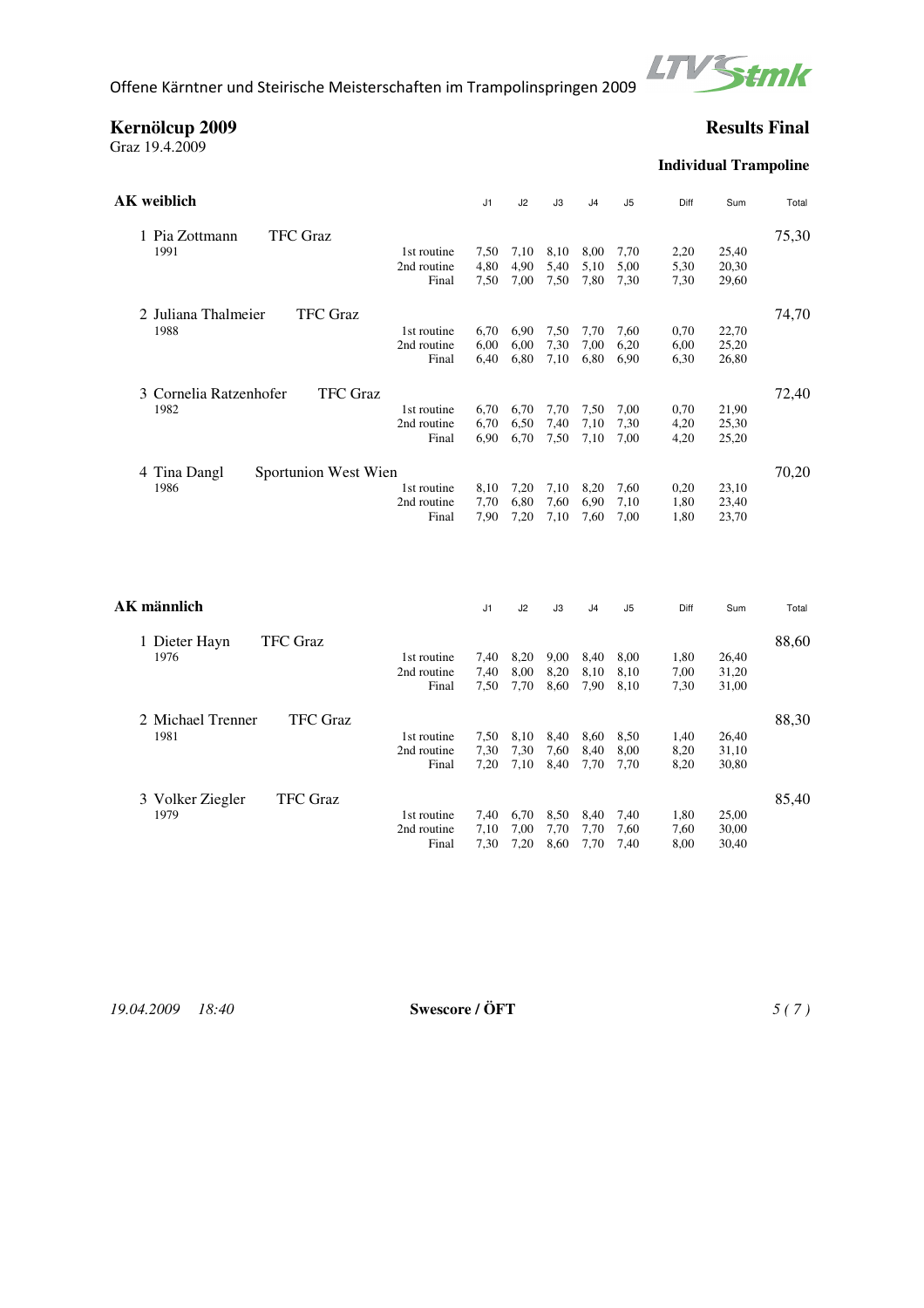Offene Kärntner und Steirische Meisterschaften im Trampolinspringen 2009

# Kernölcup 2009

Graz 19.4.2009

## Results Final

### Individual Trampoline

**AK weiblich**

| | | | J1 | J2 | J3 | J4 | J5 | Diff | Sum | Total |
|---|---|---|---|---|---|---|---|---|---|---|
| 1 Pia Zottmann | TFC Graz | | | | | | | | | 75,30 |
| 1991 | | 1st routine | 7,50 | 7,10 | 8,10 | 8,00 | 7,70 | 2,20 | 25,40 | |
| | | 2nd routine | 4,80 | 4,90 | 5,40 | 5,10 | 5,00 | 5,30 | 20,30 | |
| | | Final | 7,50 | 7,00 | 7,50 | 7,80 | 7,30 | 7,30 | 29,60 | |
| 2 Juliana Thalmeier | TFC Graz | | | | | | | | | 74,70 |
| 1988 | | 1st routine | 6,70 | 6,90 | 7,50 | 7,70 | 7,60 | 0,70 | 22,70 | |
| | | 2nd routine | 6,00 | 6,00 | 7,30 | 7,00 | 6,20 | 6,00 | 25,20 | |
| | | Final | 6,40 | 6,80 | 7,10 | 6,80 | 6,90 | 6,30 | 26,80 | |
| 3 Cornelia Ratzenhofer | TFC Graz | | | | | | | | | 72,40 |
| 1982 | | 1st routine | 6,70 | 6,70 | 7,70 | 7,50 | 7,00 | 0,70 | 21,90 | |
| | | 2nd routine | 6,70 | 6,50 | 7,40 | 7,10 | 7,30 | 4,20 | 25,30 | |
| | | Final | 6,90 | 6,70 | 7,50 | 7,10 | 7,00 | 4,20 | 25,20 | |
| 4 Tina Dangl | Sportunion West Wien | | | | | | | | | 70,20 |
| 1986 | | 1st routine | 8,10 | 7,20 | 7,10 | 8,20 | 7,60 | 0,20 | 23,10 | |
| | | 2nd routine | 7,70 | 6,80 | 7,60 | 6,90 | 7,10 | 1,80 | 23,40 | |
| | | Final | 7,90 | 7,20 | 7,10 | 7,60 | 7,00 | 1,80 | 23,70 | |

**AK männlich**

| | | | J1 | J2 | J3 | J4 | J5 | Diff | Sum | Total |
|---|---|---|---|---|---|---|---|---|---|---|
| 1 Dieter Hayn | TFC Graz | | | | | | | | | 88,60 |
| 1976 | | 1st routine | 7,40 | 8,20 | 9,00 | 8,40 | 8,00 | 1,80 | 26,40 | |
| | | 2nd routine | 7,40 | 8,00 | 8,20 | 8,10 | 8,10 | 7,00 | 31,20 | |
| | | Final | 7,50 | 7,70 | 8,60 | 7,90 | 8,10 | 7,30 | 31,00 | |
| 2 Michael Trenner | TFC Graz | | | | | | | | | 88,30 |
| 1981 | | 1st routine | 7,50 | 8,10 | 8,40 | 8,60 | 8,50 | 1,40 | 26,40 | |
| | | 2nd routine | 7,30 | 7,30 | 7,60 | 8,40 | 8,00 | 8,20 | 31,10 | |
| | | Final | 7,20 | 7,10 | 8,40 | 7,70 | 7,70 | 8,20 | 30,80 | |
| 3 Volker Ziegler | TFC Graz | | | | | | | | | 85,40 |
| 1979 | | 1st routine | 7,40 | 6,70 | 8,50 | 8,40 | 7,40 | 1,80 | 25,00 | |
| | | 2nd routine | 7,10 | 7,00 | 7,70 | 7,70 | 7,60 | 7,60 | 30,00 | |
| | | Final | 7,30 | 7,20 | 8,60 | 7,70 | 7,40 | 8,00 | 30,40 | |

*19.04.2009 18:40* **Swescore / ÖFT**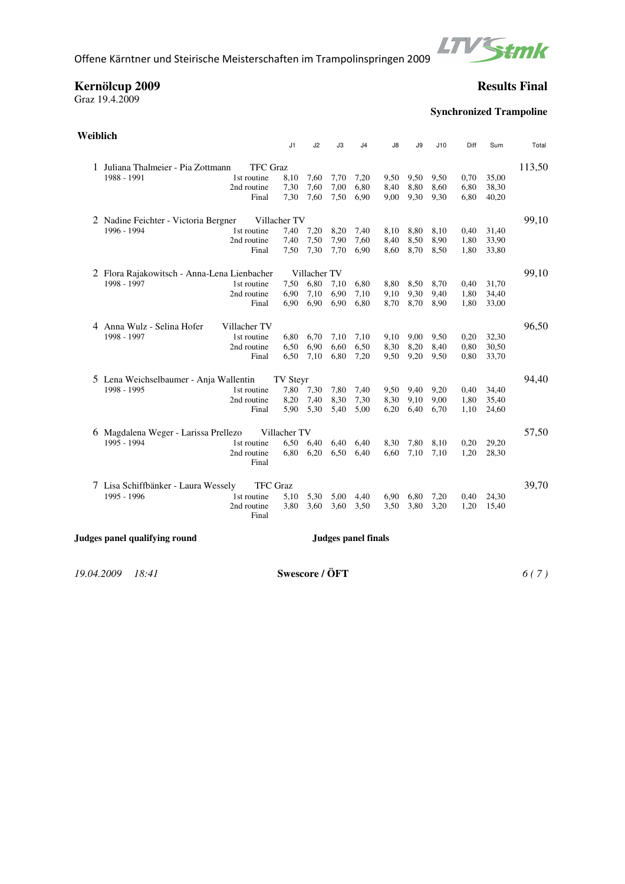Offene Kärntner und Steirische Meisterschaften im Trampolinspringen 2009

## Kernölcup 2009

Graz 19.4.2009

## Results Final

### Synchronized Trampoline

**Weiblich**

| Rank | Name / Club | Routine | J1 | J2 | J3 | J4 | J8 | J9 | J10 | Diff | Sum | Total |
|---|---|---|---|---|---|---|---|---|---|---|---|---|
| 1 | Juliana Thalmeier - Pia Zottmann, TFC Graz | | | | | | | | | | | 113,50 |
| | 1988 - 1991 | 1st routine | 8,10 | 7,60 | 7,70 | 7,20 | 9,50 | 9,50 | 9,50 | 0,70 | 35,00 | |
| | | 2nd routine | 7,30 | 7,60 | 7,00 | 6,80 | 8,40 | 8,80 | 8,60 | 6,80 | 38,30 | |
| | | Final | 7,30 | 7,60 | 7,50 | 6,90 | 9,00 | 9,30 | 9,30 | 6,80 | 40,20 | |
| 2 | Nadine Feichter - Victoria Bergner, Villacher TV | | | | | | | | | | | 99,10 |
| | 1996 - 1994 | 1st routine | 7,40 | 7,20 | 8,20 | 7,40 | 8,10 | 8,80 | 8,10 | 0,40 | 31,40 | |
| | | 2nd routine | 7,40 | 7,50 | 7,90 | 7,60 | 8,40 | 8,50 | 8,90 | 1,80 | 33,90 | |
| | | Final | 7,50 | 7,30 | 7,70 | 6,90 | 8,60 | 8,70 | 8,50 | 1,80 | 33,80 | |
| 2 | Flora Rajakowitsch - Anna-Lena Lienbacher, Villacher TV | | | | | | | | | | | 99,10 |
| | 1998 - 1997 | 1st routine | 7,50 | 6,80 | 7,10 | 6,80 | 8,80 | 8,50 | 8,70 | 0,40 | 31,70 | |
| | | 2nd routine | 6,90 | 7,10 | 6,90 | 7,10 | 9,10 | 9,30 | 9,40 | 1,80 | 34,40 | |
| | | Final | 6,90 | 6,90 | 6,90 | 6,80 | 8,70 | 8,70 | 8,90 | 1,80 | 33,00 | |
| 4 | Anna Wulz - Selina Hofer, Villacher TV | | | | | | | | | | | 96,50 |
| | 1998 - 1997 | 1st routine | 6,80 | 6,70 | 7,10 | 7,10 | 9,10 | 9,00 | 9,50 | 0,20 | 32,30 | |
| | | 2nd routine | 6,50 | 6,90 | 6,60 | 6,50 | 8,30 | 8,20 | 8,40 | 0,80 | 30,50 | |
| | | Final | 6,50 | 7,10 | 6,80 | 7,20 | 9,50 | 9,20 | 9,50 | 0,80 | 33,70 | |
| 5 | Lena Weichselbaumer - Anja Wallentin, TV Steyr | | | | | | | | | | | 94,40 |
| | 1998 - 1995 | 1st routine | 7,80 | 7,30 | 7,80 | 7,40 | 9,50 | 9,40 | 9,20 | 0,40 | 34,40 | |
| | | 2nd routine | 8,20 | 7,40 | 8,30 | 7,30 | 8,30 | 9,10 | 9,00 | 1,80 | 35,40 | |
| | | Final | 5,90 | 5,30 | 5,40 | 5,00 | 6,20 | 6,40 | 6,70 | 1,10 | 24,60 | |
| 6 | Magdalena Weger - Larissa Prellezo, Villacher TV | | | | | | | | | | | 57,50 |
| | 1995 - 1994 | 1st routine | 6,50 | 6,40 | 6,40 | 6,40 | 8,30 | 7,80 | 8,10 | 0,20 | 29,20 | |
| | | 2nd routine | 6,80 | 6,20 | 6,50 | 6,40 | 6,60 | 7,10 | 7,10 | 1,20 | 28,30 | |
| | | Final | | | | | | | | | | |
| 7 | Lisa Schiffbänker - Laura Wessely, TFC Graz | | | | | | | | | | | 39,70 |
| | 1995 - 1996 | 1st routine | 5,10 | 5,30 | 5,00 | 4,40 | 6,90 | 6,80 | 7,20 | 0,40 | 24,30 | |
| | | 2nd routine | 3,80 | 3,60 | 3,60 | 3,50 | 3,50 | 3,80 | 3,20 | 1,20 | 15,40 | |
| | | Final | | | | | | | | | | |

**Judges panel qualifying round**

**Judges panel finals**

*19.04.2009 18:41*

**Swescore / ÖFT**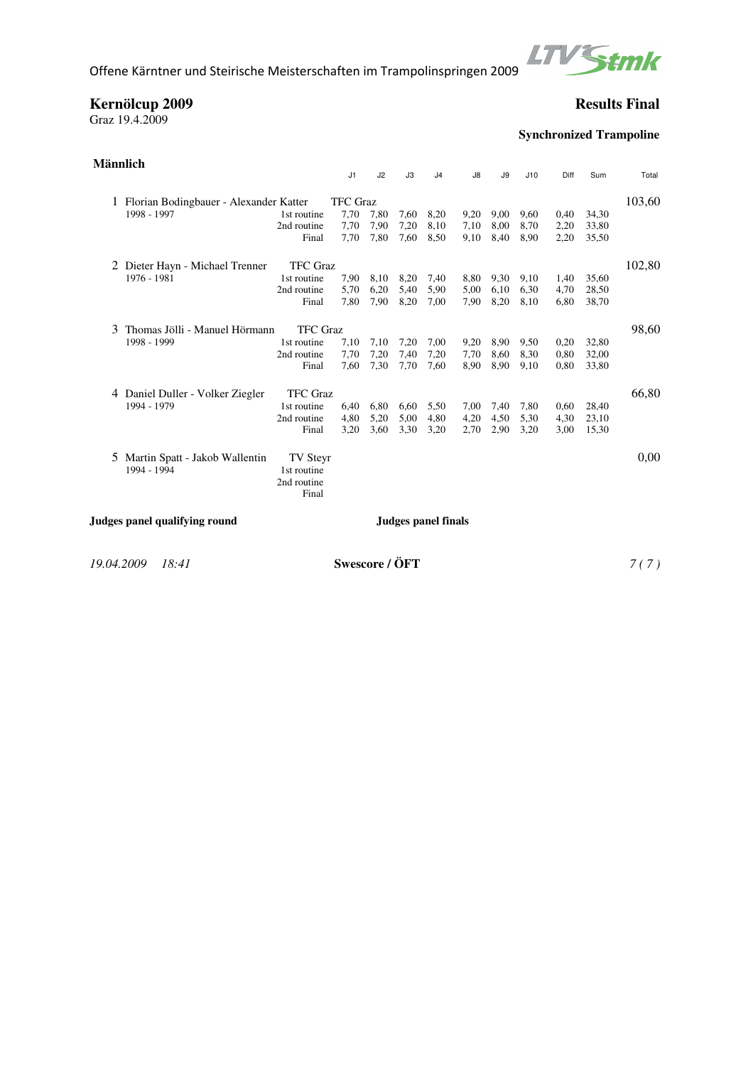Offene Kärntner und Steirische Meisterschaften im Trampolinspringen 2009

## Kernölcup 2009

Graz 19.4.2009

## Results Final

### Synchronized Trampoline

**Männlich**

| | Name / Club | Routine | J1 | J2 | J3 | J4 | J8 | J9 | J10 | Diff | Sum | Total |
|---|---|---|---|---|---|---|---|---|---|---|---|---|
| 1 | Florian Bodingbauer - Alexander Katter — TFC Graz | | | | | | | | | | | 103,60 |
| | 1998 - 1997 | 1st routine | 7,70 | 7,80 | 7,60 | 8,20 | 9,20 | 9,00 | 9,60 | 0,40 | 34,30 | |
| | | 2nd routine | 7,70 | 7,90 | 7,20 | 8,10 | 7,10 | 8,00 | 8,70 | 2,20 | 33,80 | |
| | | Final | 7,70 | 7,80 | 7,60 | 8,50 | 9,10 | 8,40 | 8,90 | 2,20 | 35,50 | |
| 2 | Dieter Hayn - Michael Trenner — TFC Graz | | | | | | | | | | | 102,80 |
| | 1976 - 1981 | 1st routine | 7,90 | 8,10 | 8,20 | 7,40 | 8,80 | 9,30 | 9,10 | 1,40 | 35,60 | |
| | | 2nd routine | 5,70 | 6,20 | 5,40 | 5,90 | 5,00 | 6,10 | 6,30 | 4,70 | 28,50 | |
| | | Final | 7,80 | 7,90 | 8,20 | 7,00 | 7,90 | 8,20 | 8,10 | 6,80 | 38,70 | |
| 3 | Thomas Jölli - Manuel Hörmann — TFC Graz | | | | | | | | | | | 98,60 |
| | 1998 - 1999 | 1st routine | 7,10 | 7,10 | 7,20 | 7,00 | 9,20 | 8,90 | 9,50 | 0,20 | 32,80 | |
| | | 2nd routine | 7,70 | 7,20 | 7,40 | 7,20 | 7,70 | 8,60 | 8,30 | 0,80 | 32,00 | |
| | | Final | 7,60 | 7,30 | 7,70 | 7,60 | 8,90 | 8,90 | 9,10 | 0,80 | 33,80 | |
| 4 | Daniel Duller - Volker Ziegler — TFC Graz | | | | | | | | | | | 66,80 |
| | 1994 - 1979 | 1st routine | 6,40 | 6,80 | 6,60 | 5,50 | 7,00 | 7,40 | 7,80 | 0,60 | 28,40 | |
| | | 2nd routine | 4,80 | 5,20 | 5,00 | 4,80 | 4,20 | 4,50 | 5,30 | 4,30 | 23,10 | |
| | | Final | 3,20 | 3,60 | 3,30 | 3,20 | 2,70 | 2,90 | 3,20 | 3,00 | 15,30 | |
| 5 | Martin Spatt - Jakob Wallentin — TV Steyr | | | | | | | | | | | 0,00 |
| | 1994 - 1994 | 1st routine | | | | | | | | | | |
| | | 2nd routine | | | | | | | | | | |
| | | Final | | | | | | | | | | |

**Judges panel qualifying round**

**Judges panel finals**

*19.04.2009 18:41*

**Swescore / ÖFT**